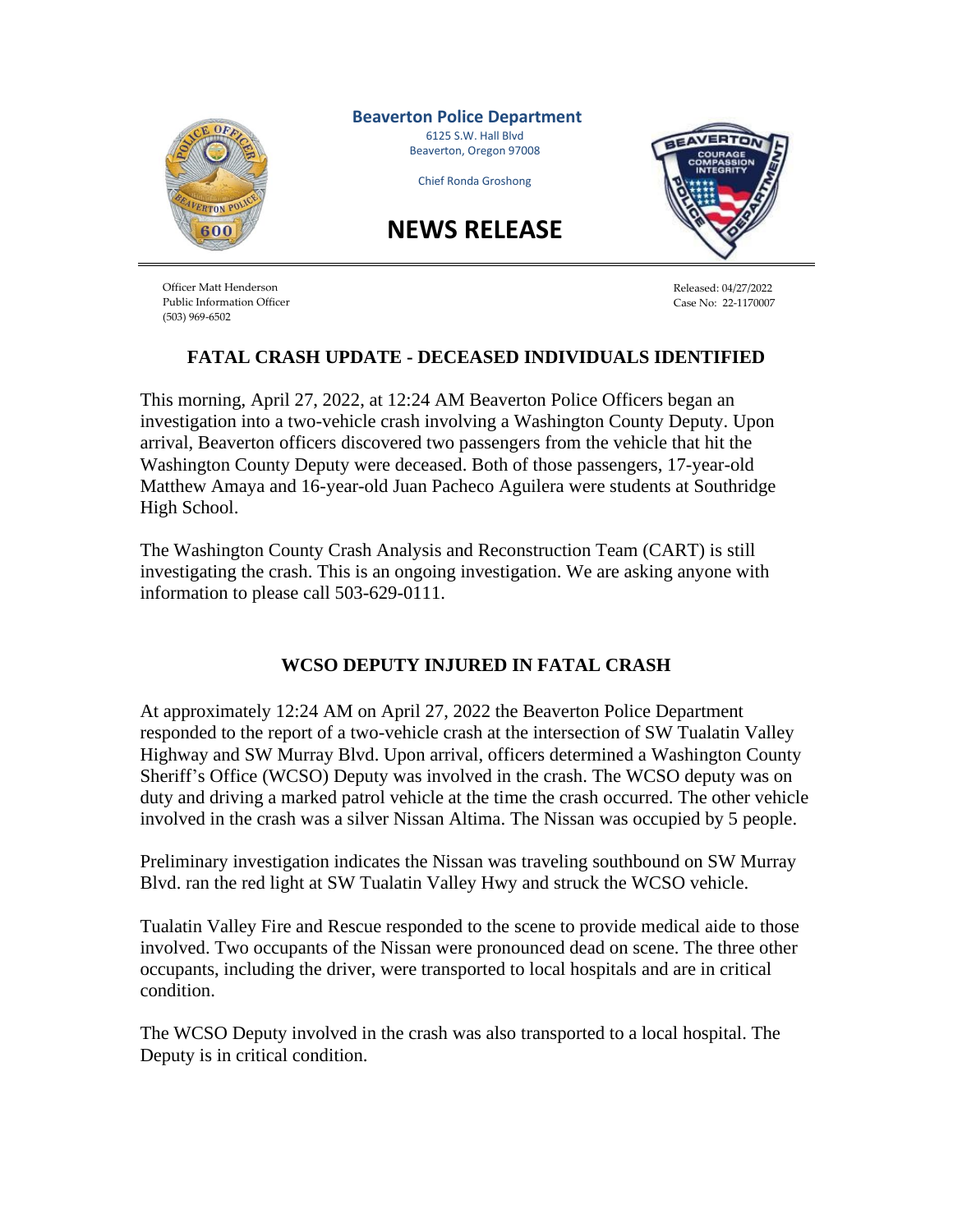**Beaverton Police Department**
6125 S.W. Hall Blvd
Beaverton, Oregon 97008

Chief Ronda Groshong

# NEWS RELEASE

Officer Matt Henderson
Public Information Officer
(503) 969-6502

Released: 04/27/2022
Case No: 22-1170007

## FATAL CRASH UPDATE - DECEASED INDIVIDUALS IDENTIFIED

This morning, April 27, 2022, at 12:24 AM Beaverton Police Officers began an investigation into a two-vehicle crash involving a Washington County Deputy. Upon arrival, Beaverton officers discovered two passengers from the vehicle that hit the Washington County Deputy were deceased. Both of those passengers, 17-year-old Matthew Amaya and 16-year-old Juan Pacheco Aguilera were students at Southridge High School.

The Washington County Crash Analysis and Reconstruction Team (CART) is still investigating the crash. This is an ongoing investigation. We are asking anyone with information to please call 503-629-0111.

## WCSO DEPUTY INJURED IN FATAL CRASH

At approximately 12:24 AM on April 27, 2022 the Beaverton Police Department responded to the report of a two-vehicle crash at the intersection of SW Tualatin Valley Highway and SW Murray Blvd. Upon arrival, officers determined a Washington County Sheriff's Office (WCSO) Deputy was involved in the crash. The WCSO deputy was on duty and driving a marked patrol vehicle at the time the crash occurred. The other vehicle involved in the crash was a silver Nissan Altima. The Nissan was occupied by 5 people.

Preliminary investigation indicates the Nissan was traveling southbound on SW Murray Blvd. ran the red light at SW Tualatin Valley Hwy and struck the WCSO vehicle.

Tualatin Valley Fire and Rescue responded to the scene to provide medical aide to those involved. Two occupants of the Nissan were pronounced dead on scene. The three other occupants, including the driver, were transported to local hospitals and are in critical condition.

The WCSO Deputy involved in the crash was also transported to a local hospital. The Deputy is in critical condition.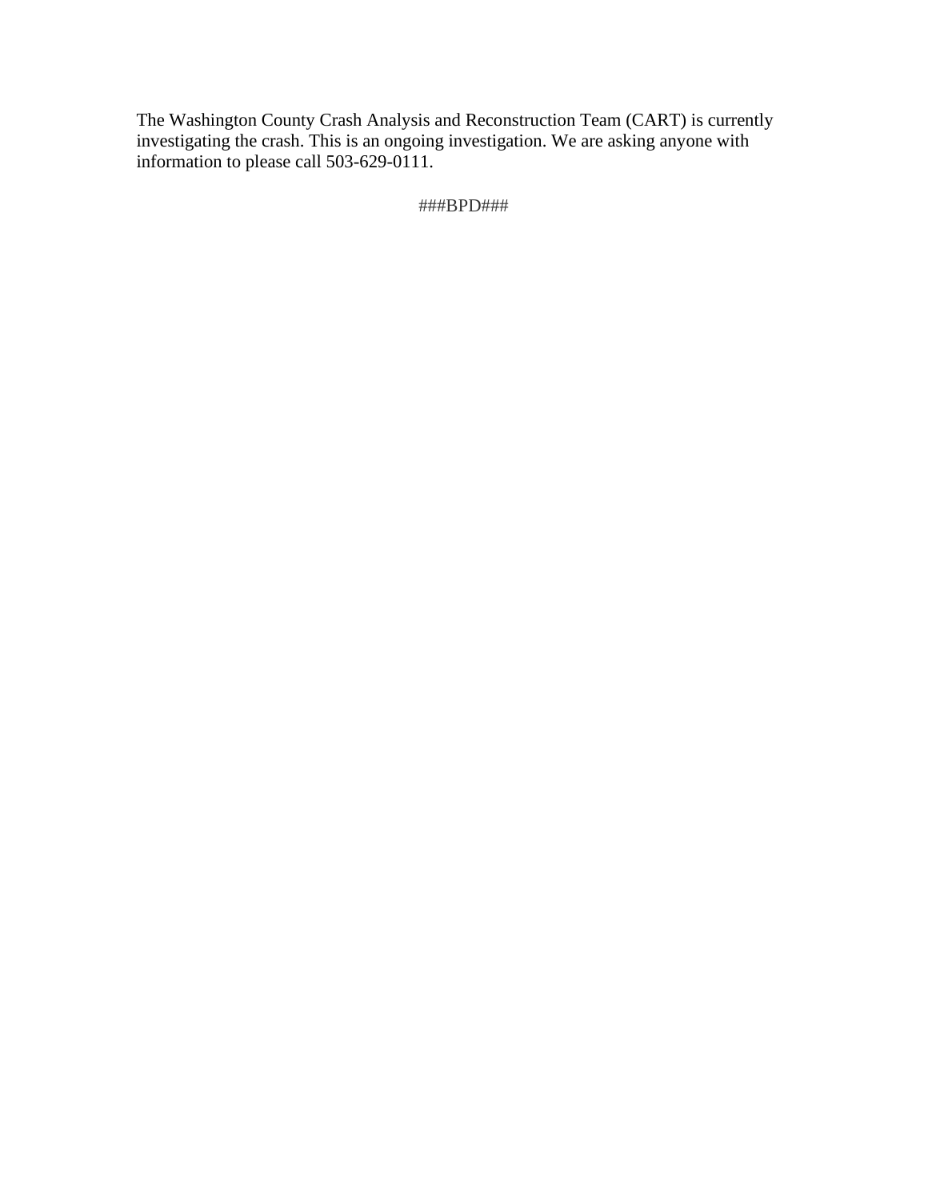The Washington County Crash Analysis and Reconstruction Team (CART) is currently investigating the crash. This is an ongoing investigation. We are asking anyone with information to please call 503-629-0111.

###BPD###